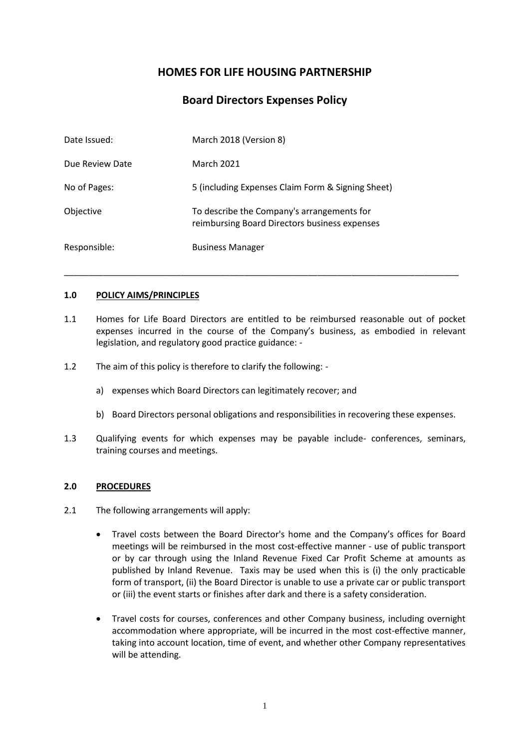# HOMES FOR LIFE HOUSING PARTNERSHIP

## Board Directors Expenses Policy

| | |
|---|---|
| Date Issued: | March 2018 (Version 8) |
| Due Review Date | March 2021 |
| No of Pages: | 5 (including Expenses Claim Form & Signing Sheet) |
| Objective | To describe the Company's arrangements for reimbursing Board Directors business expenses |
| Responsible: | Business Manager |

---

### 1.0 POLICY AIMS/PRINCIPLES

1.1 Homes for Life Board Directors are entitled to be reimbursed reasonable out of pocket expenses incurred in the course of the Company's business, as embodied in relevant legislation, and regulatory good practice guidance: -

1.2 The aim of this policy is therefore to clarify the following: -

a) expenses which Board Directors can legitimately recover; and

b) Board Directors personal obligations and responsibilities in recovering these expenses.

1.3 Qualifying events for which expenses may be payable include- conferences, seminars, training courses and meetings.

### 2.0 PROCEDURES

2.1 The following arrangements will apply:

- Travel costs between the Board Director's home and the Company's offices for Board meetings will be reimbursed in the most cost-effective manner - use of public transport or by car through using the Inland Revenue Fixed Car Profit Scheme at amounts as published by Inland Revenue. Taxis may be used when this is (i) the only practicable form of transport, (ii) the Board Director is unable to use a private car or public transport or (iii) the event starts or finishes after dark and there is a safety consideration.

- Travel costs for courses, conferences and other Company business, including overnight accommodation where appropriate, will be incurred in the most cost-effective manner, taking into account location, time of event, and whether other Company representatives will be attending.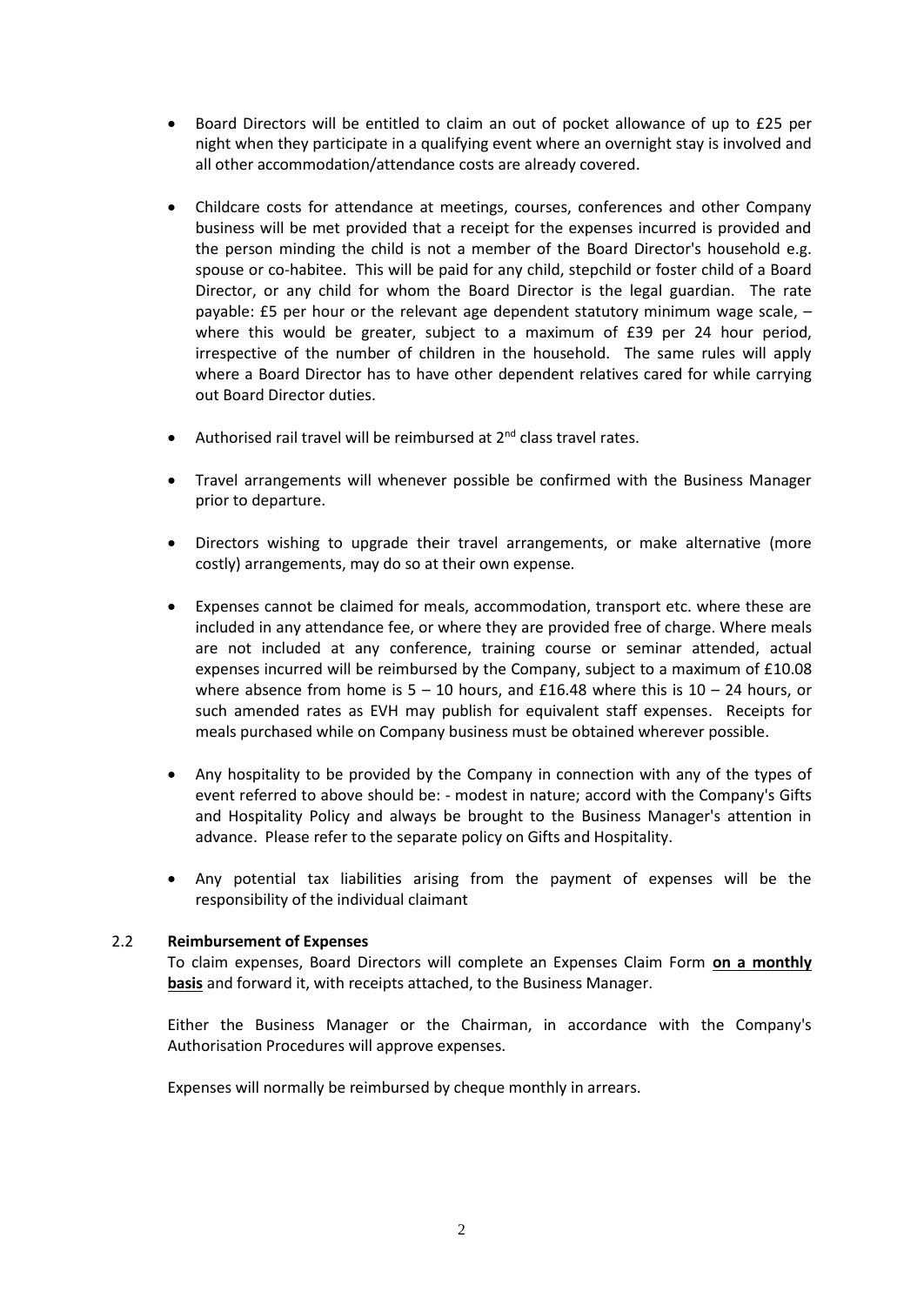- Board Directors will be entitled to claim an out of pocket allowance of up to £25 per night when they participate in a qualifying event where an overnight stay is involved and all other accommodation/attendance costs are already covered.

- Childcare costs for attendance at meetings, courses, conferences and other Company business will be met provided that a receipt for the expenses incurred is provided and the person minding the child is not a member of the Board Director's household e.g. spouse or co-habitee. This will be paid for any child, stepchild or foster child of a Board Director, or any child for whom the Board Director is the legal guardian. The rate payable: £5 per hour or the relevant age dependent statutory minimum wage scale, – where this would be greater, subject to a maximum of £39 per 24 hour period, irrespective of the number of children in the household. The same rules will apply where a Board Director has to have other dependent relatives cared for while carrying out Board Director duties.

- Authorised rail travel will be reimbursed at 2nd class travel rates.

- Travel arrangements will whenever possible be confirmed with the Business Manager prior to departure.

- Directors wishing to upgrade their travel arrangements, or make alternative (more costly) arrangements, may do so at their own expense.

- Expenses cannot be claimed for meals, accommodation, transport etc. where these are included in any attendance fee, or where they are provided free of charge. Where meals are not included at any conference, training course or seminar attended, actual expenses incurred will be reimbursed by the Company, subject to a maximum of £10.08 where absence from home is 5 – 10 hours, and £16.48 where this is 10 – 24 hours, or such amended rates as EVH may publish for equivalent staff expenses. Receipts for meals purchased while on Company business must be obtained wherever possible.

- Any hospitality to be provided by the Company in connection with any of the types of event referred to above should be: - modest in nature; accord with the Company's Gifts and Hospitality Policy and always be brought to the Business Manager's attention in advance. Please refer to the separate policy on Gifts and Hospitality.

- Any potential tax liabilities arising from the payment of expenses will be the responsibility of the individual claimant

### 2.2 Reimbursement of Expenses

To claim expenses, Board Directors will complete an Expenses Claim Form **on a monthly basis** and forward it, with receipts attached, to the Business Manager.

Either the Business Manager or the Chairman, in accordance with the Company's Authorisation Procedures will approve expenses.

Expenses will normally be reimbursed by cheque monthly in arrears.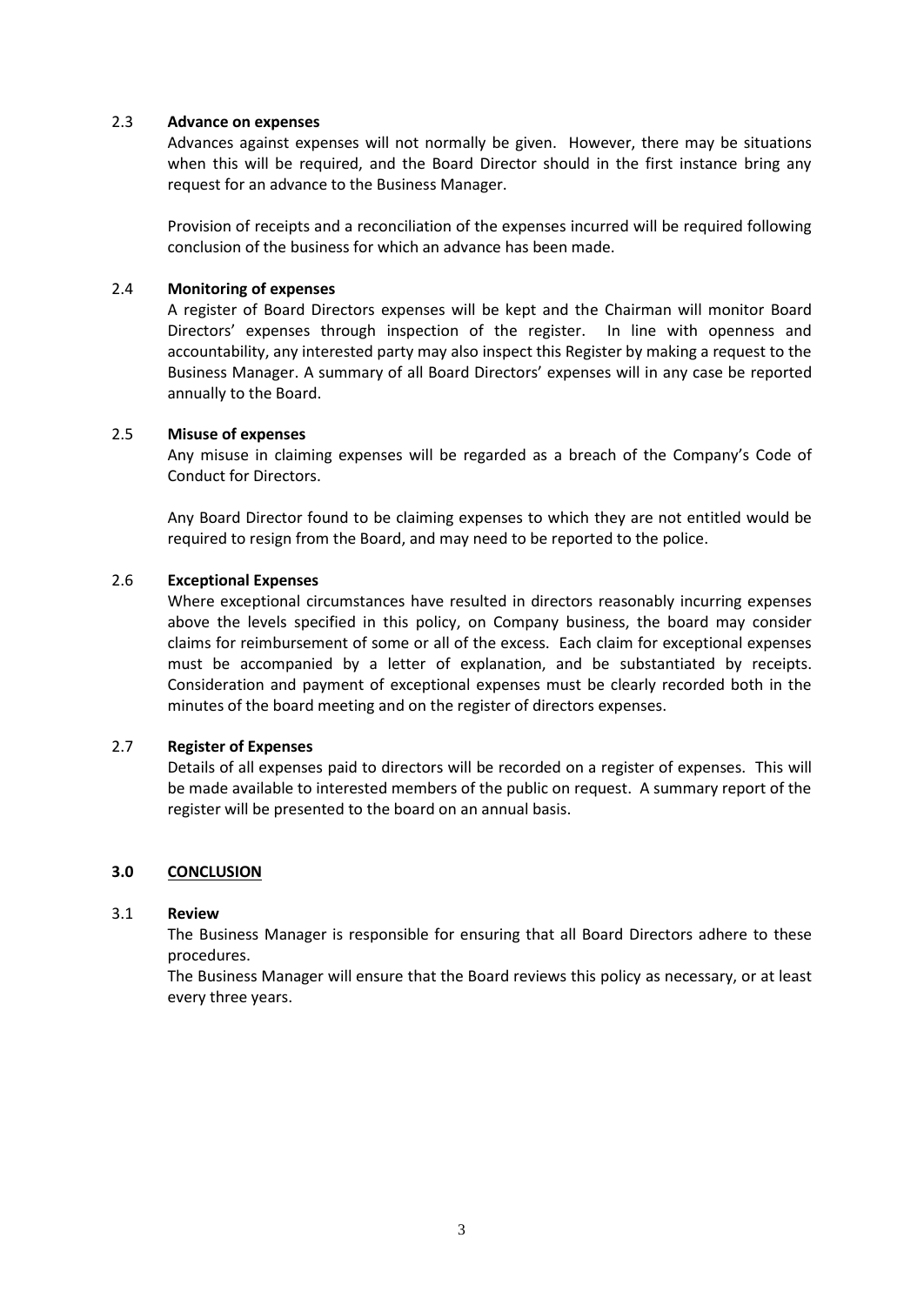### 2.3 **Advance on expenses**

Advances against expenses will not normally be given. However, there may be situations when this will be required, and the Board Director should in the first instance bring any request for an advance to the Business Manager.

Provision of receipts and a reconciliation of the expenses incurred will be required following conclusion of the business for which an advance has been made.

### 2.4 **Monitoring of expenses**

A register of Board Directors expenses will be kept and the Chairman will monitor Board Directors' expenses through inspection of the register. In line with openness and accountability, any interested party may also inspect this Register by making a request to the Business Manager. A summary of all Board Directors' expenses will in any case be reported annually to the Board.

### 2.5 **Misuse of expenses**

Any misuse in claiming expenses will be regarded as a breach of the Company's Code of Conduct for Directors.

Any Board Director found to be claiming expenses to which they are not entitled would be required to resign from the Board, and may need to be reported to the police.

### 2.6 **Exceptional Expenses**

Where exceptional circumstances have resulted in directors reasonably incurring expenses above the levels specified in this policy, on Company business, the board may consider claims for reimbursement of some or all of the excess. Each claim for exceptional expenses must be accompanied by a letter of explanation, and be substantiated by receipts. Consideration and payment of exceptional expenses must be clearly recorded both in the minutes of the board meeting and on the register of directors expenses.

### 2.7 **Register of Expenses**

Details of all expenses paid to directors will be recorded on a register of expenses. This will be made available to interested members of the public on request. A summary report of the register will be presented to the board on an annual basis.

## **3.0 CONCLUSION**

### 3.1 **Review**

The Business Manager is responsible for ensuring that all Board Directors adhere to these procedures.

The Business Manager will ensure that the Board reviews this policy as necessary, or at least every three years.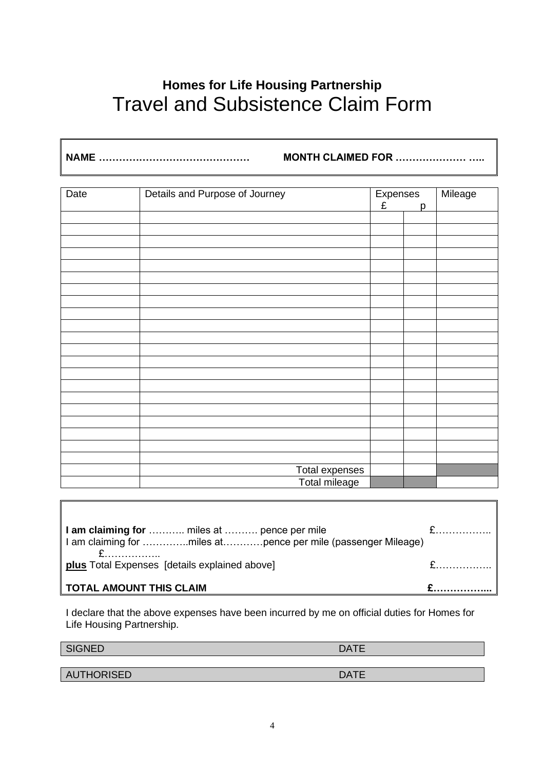## Homes for Life Housing Partnership

# Travel and Subsistence Claim Form

**NAME ………………………………………** **MONTH CLAIMED FOR ………………… …..**

| Date | Details and Purpose of Journey | Expenses £ | p | Mileage |
|---|---|---|---|---|
| | | | | |
| | | | | |
| | | | | |
| | | | | |
| | | | | |
| | | | | |
| | | | | |
| | | | | |
| | | | | |
| | | | | |
| | | | | |
| | | | | |
| | | | | |
| | | | | |
| | | | | |
| | | | | |
| | | | | |
| | | | | |
| | | | | |
| | | | | |
| | | | | |
| | Total expenses | | | |
| | Total mileage | | | |

**I am claiming for** ……….. miles at ………. pence per mile £……………..

I am claiming for …………..miles at…………pence per mile (passenger Mileage) £……………..

**plus** Total Expenses [details explained above] £……………..

**TOTAL AMOUNT THIS CLAIM £……………...**

I declare that the above expenses have been incurred by me on official duties for Homes for Life Housing Partnership.

SIGNED DATE

AUTHORISED DATE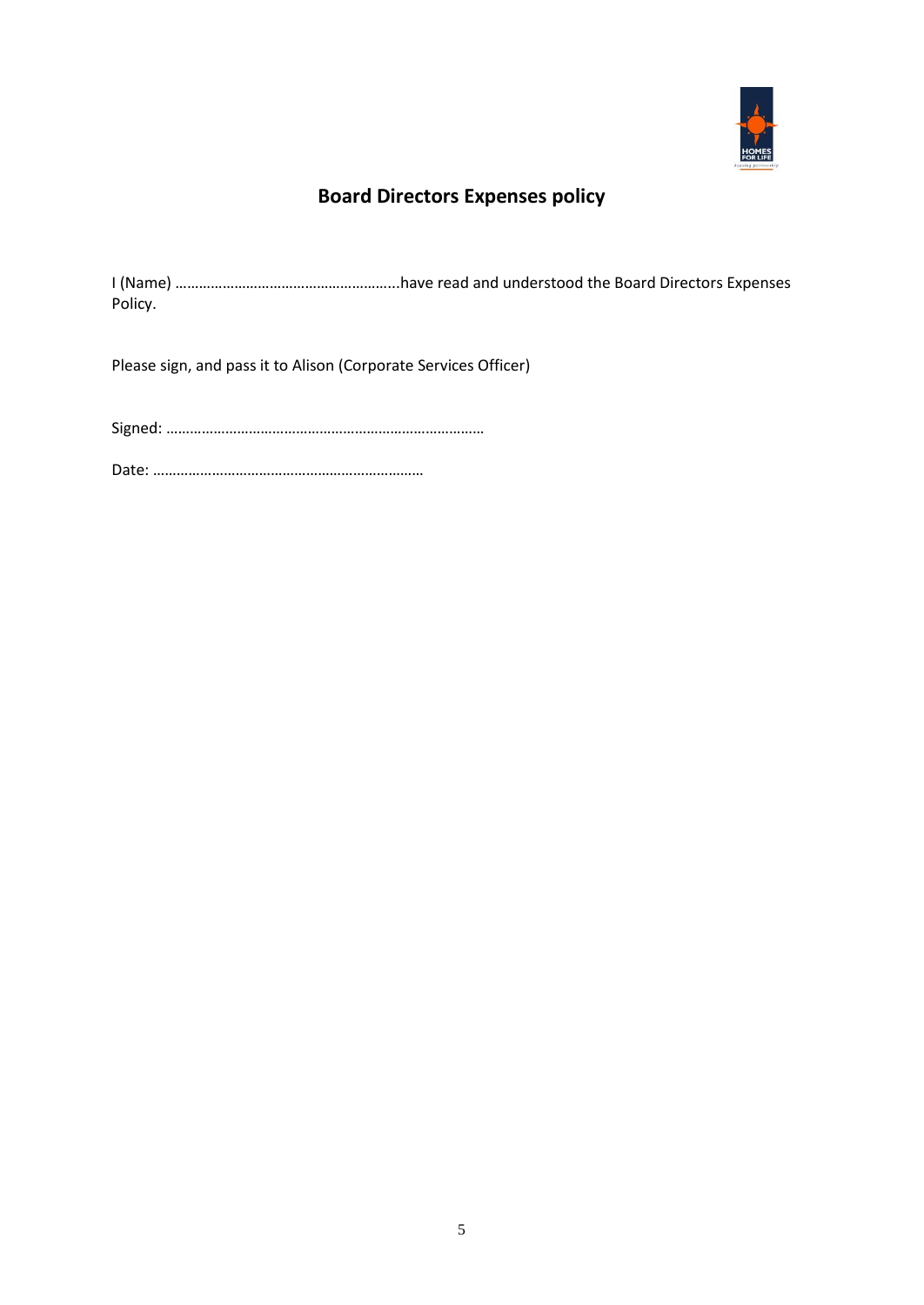# Board Directors Expenses policy

I (Name) ………………………………………………...have read and understood the Board Directors Expenses Policy.

Please sign, and pass it to Alison (Corporate Services Officer)

Signed: ………………………………………………………………………

Date: ……………………………………………………………